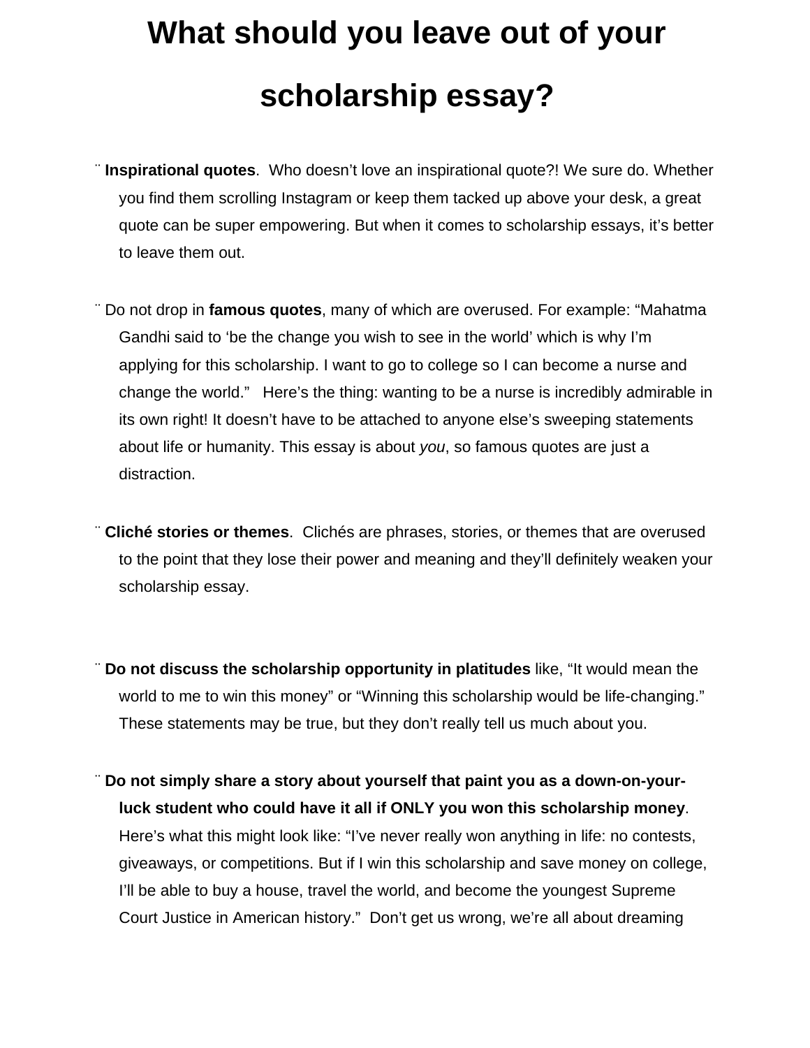# What should you leave out of your scholarship essay?

- **Inspirational quotes**. Who doesn't love an inspirational quote?! We sure do. Whether you find them scrolling Instagram or keep them tacked up above your desk, a great quote can be super empowering. But when it comes to scholarship essays, it's better to leave them out.

- Do not drop in **famous quotes**, many of which are overused. For example: "Mahatma Gandhi said to 'be the change you wish to see in the world' which is why I'm applying for this scholarship. I want to go to college so I can become a nurse and change the world." Here's the thing: wanting to be a nurse is incredibly admirable in its own right! It doesn't have to be attached to anyone else's sweeping statements about life or humanity. This essay is about *you*, so famous quotes are just a distraction.

- **Cliché stories or themes**. Clichés are phrases, stories, or themes that are overused to the point that they lose their power and meaning and they'll definitely weaken your scholarship essay.

- **Do not discuss the scholarship opportunity in platitudes** like, "It would mean the world to me to win this money" or "Winning this scholarship would be life-changing." These statements may be true, but they don't really tell us much about you.

- **Do not simply share a story about yourself that paint you as a down-on-your-luck student who could have it all if ONLY you won this scholarship money**. Here's what this might look like: "I've never really won anything in life: no contests, giveaways, or competitions. But if I win this scholarship and save money on college, I'll be able to buy a house, travel the world, and become the youngest Supreme Court Justice in American history." Don't get us wrong, we're all about dreaming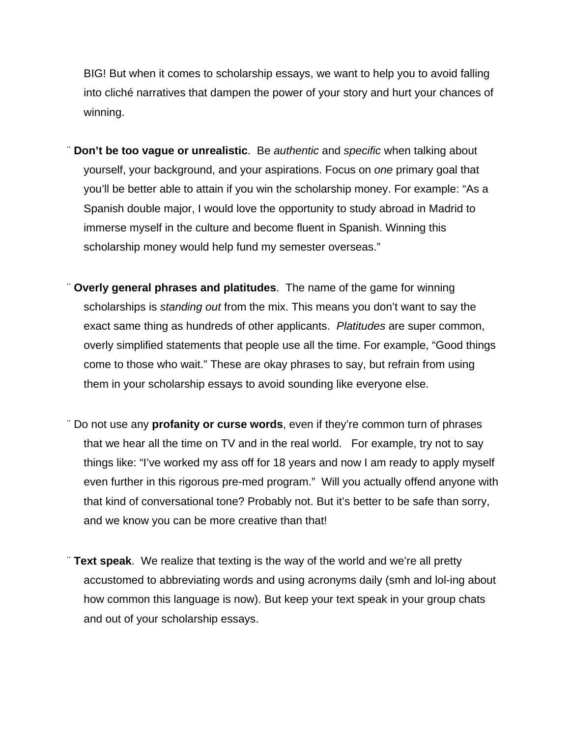BIG! But when it comes to scholarship essays, we want to help you to avoid falling into cliché narratives that dampen the power of your story and hurt your chances of winning.

- **Don't be too vague or unrealistic**. Be *authentic* and *specific* when talking about yourself, your background, and your aspirations. Focus on *one* primary goal that you'll be better able to attain if you win the scholarship money. For example: "As a Spanish double major, I would love the opportunity to study abroad in Madrid to immerse myself in the culture and become fluent in Spanish. Winning this scholarship money would help fund my semester overseas."

- **Overly general phrases and platitudes**. The name of the game for winning scholarships is *standing out* from the mix. This means you don't want to say the exact same thing as hundreds of other applicants. *Platitudes* are super common, overly simplified statements that people use all the time. For example, "Good things come to those who wait." These are okay phrases to say, but refrain from using them in your scholarship essays to avoid sounding like everyone else.

- Do not use any **profanity or curse words**, even if they're common turn of phrases that we hear all the time on TV and in the real world. For example, try not to say things like: "I've worked my ass off for 18 years and now I am ready to apply myself even further in this rigorous pre-med program." Will you actually offend anyone with that kind of conversational tone? Probably not. But it's better to be safe than sorry, and we know you can be more creative than that!

- **Text speak**. We realize that texting is the way of the world and we're all pretty accustomed to abbreviating words and using acronyms daily (smh and lol-ing about how common this language is now). But keep your text speak in your group chats and out of your scholarship essays.